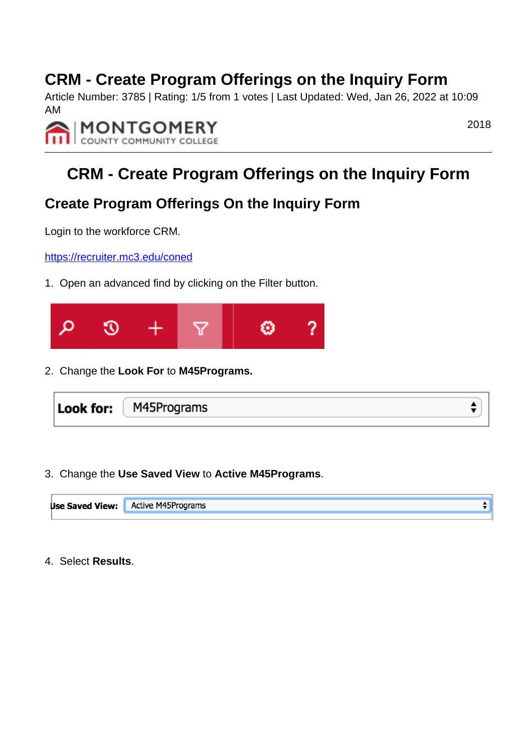# CRM - Create Program Offerings on the Inquiry Form

Article Number: 3785 | Rating: 1/5 from 1 votes | Last Updated: Wed, Jan 26, 2022 at 10:09 AM

2018

## CRM - Create Program Offerings on the Inquiry Form

### Create Program Offerings On the Inquiry Form

Login to the workforce CRM.

https://recruiter.mc3.edu/coned

1. Open an advanced find by clicking on the Filter button.

2. Change the **Look For** to **M45Programs.**

3. Change the **Use Saved View** to **Active M45Programs**.

4. Select **Results**.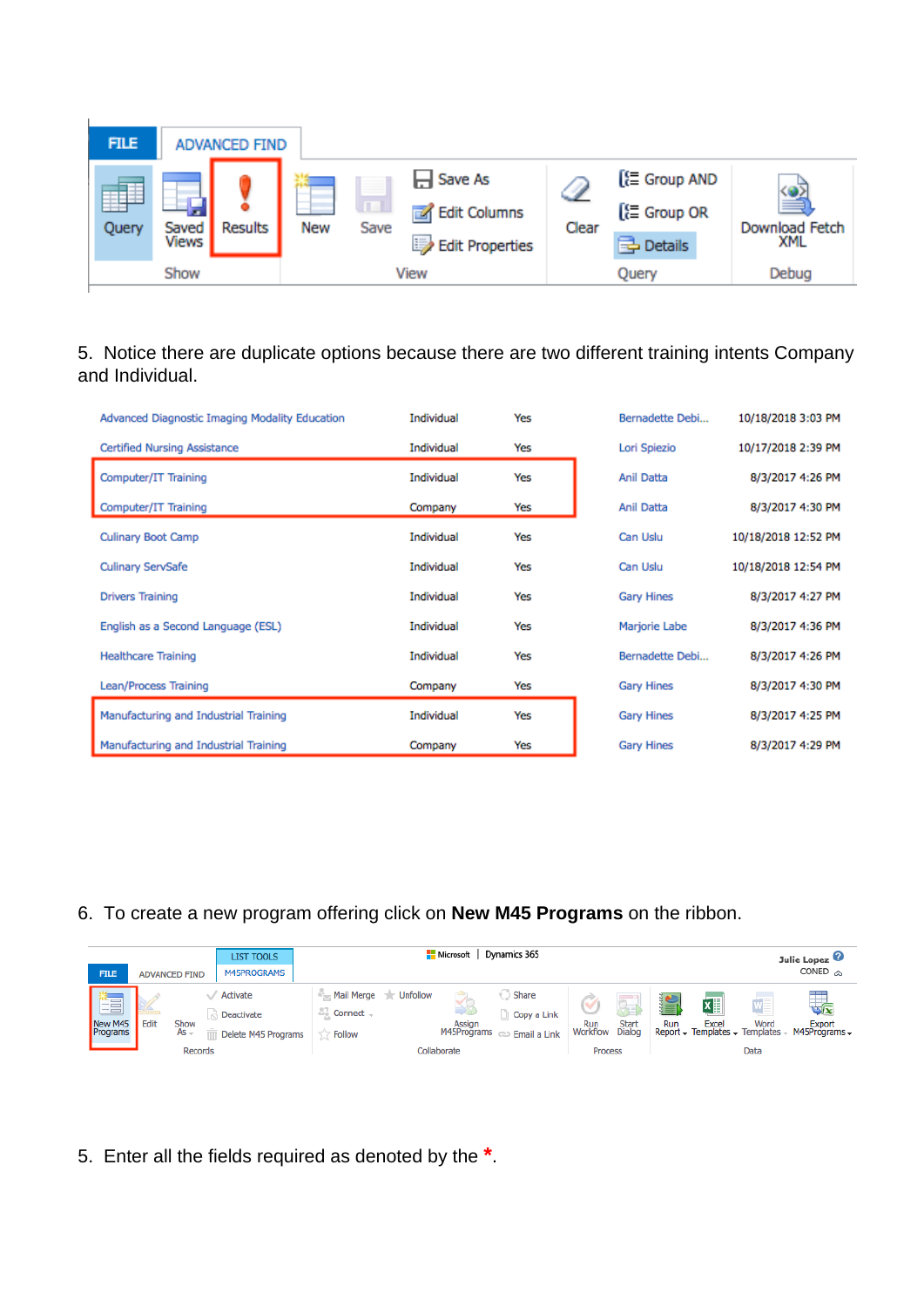5. Notice there are duplicate options because there are two different training intents Company and Individual.

| | | | | |
|---|---|---|---|---|
| Advanced Diagnostic Imaging Modality Education | Individual | Yes | Bernadette Debi... | 10/18/2018 3:03 PM |
| Certified Nursing Assistance | Individual | Yes | Lori Spiezio | 10/17/2018 2:39 PM |
| Computer/IT Training | Individual | Yes | Anil Datta | 8/3/2017 4:26 PM |
| Computer/IT Training | Company | Yes | Anil Datta | 8/3/2017 4:30 PM |
| Culinary Boot Camp | Individual | Yes | Can Uslu | 10/18/2018 12:52 PM |
| Culinary ServSafe | Individual | Yes | Can Uslu | 10/18/2018 12:54 PM |
| Drivers Training | Individual | Yes | Gary Hines | 8/3/2017 4:27 PM |
| English as a Second Language (ESL) | Individual | Yes | Marjorie Labe | 8/3/2017 4:36 PM |
| Healthcare Training | Individual | Yes | Bernadette Debi... | 8/3/2017 4:26 PM |
| Lean/Process Training | Company | Yes | Gary Hines | 8/3/2017 4:30 PM |
| Manufacturing and Industrial Training | Individual | Yes | Gary Hines | 8/3/2017 4:25 PM |
| Manufacturing and Industrial Training | Company | Yes | Gary Hines | 8/3/2017 4:29 PM |

6. To create a new program offering click on **New M45 Programs** on the ribbon.

5. Enter all the fields required as denoted by the *.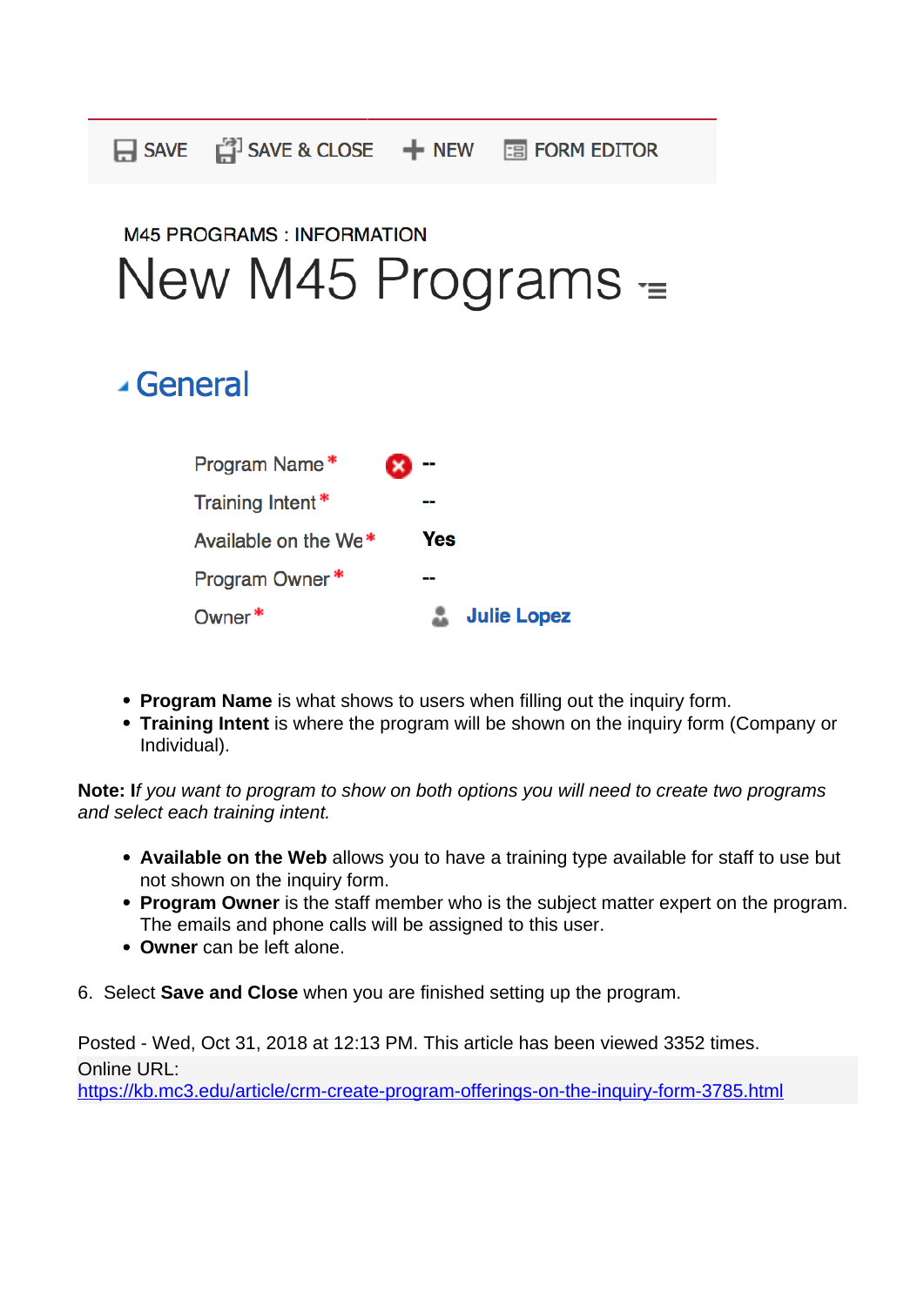SAVE   SAVE & CLOSE   NEW   FORM EDITOR

M45 PROGRAMS : INFORMATION

New M45 Programs

General

| | |
|---|---|
| Program Name * | -- |
| Training Intent * | -- |
| Available on the We * | Yes |
| Program Owner * | -- |
| Owner * | Julie Lopez |

- **Program Name** is what shows to users when filling out the inquiry form.
- **Training Intent** is where the program will be shown on the inquiry form (Company or Individual).

**Note: I***f you want to program to show on both options you will need to create two programs and select each training intent.*

- **Available on the Web** allows you to have a training type available for staff to use but not shown on the inquiry form.
- **Program Owner** is the staff member who is the subject matter expert on the program. The emails and phone calls will be assigned to this user.
- **Owner** can be left alone.

6. Select **Save and Close** when you are finished setting up the program.

Posted - Wed, Oct 31, 2018 at 12:13 PM. This article has been viewed 3352 times.

Online URL:
https://kb.mc3.edu/article/crm-create-program-offerings-on-the-inquiry-form-3785.html